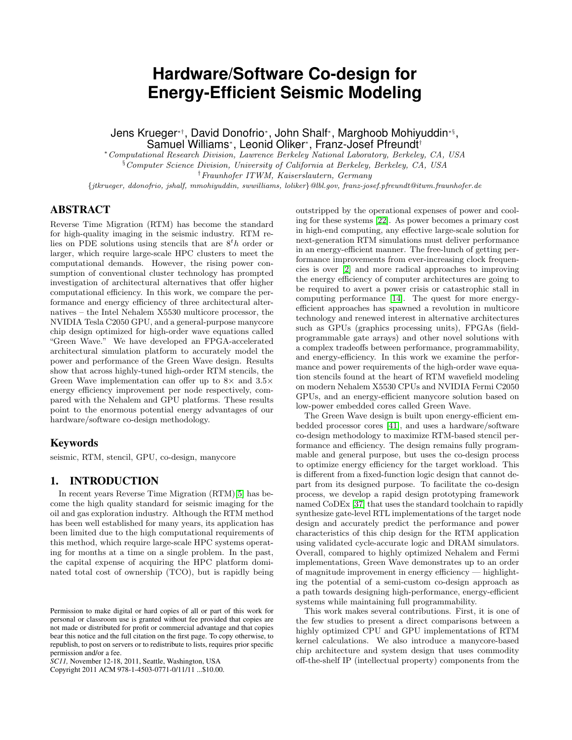# Hardware/Software Co-design for Energy-Efficient Seismic Modeling

Jens Krueger[*†], David Donofrio[*], John Shalf[*], Marghoob Mohiyuddin[*§], Samuel Williams[*], Leonid Oliker[*], Franz-Josef Pfreundt[†]

[*] *Computational Research Division, Lawrence Berkeley National Laboratory, Berkeley, CA, USA*
[§] *Computer Science Division, University of California at Berkeley, Berkeley, CA, USA*
[†] *Fraunhofer ITWM, Kaiserslautern, Germany*

{*jtkrueger, ddonofrio, jshalf, mmohiyuddin, swwilliams, loliker*}*@lbl.gov, franz-josef.pfreundt@itwm.fraunhofer.de*

## ABSTRACT

Reverse Time Migration (RTM) has become the standard for high-quality imaging in the seismic industry. RTM relies on PDE solutions using stencils that are $8^th$ order or larger, which require large-scale HPC clusters to meet the computational demands. However, the rising power consumption of conventional cluster technology has prompted investigation of architectural alternatives that offer higher computational efficiency. In this work, we compare the performance and energy efficiency of three architectural alternatives – the Intel Nehalem X5530 multicore processor, the NVIDIA Tesla C2050 GPU, and a general-purpose manycore chip design optimized for high-order wave equations called "Green Wave." We have developed an FPGA-accelerated architectural simulation platform to accurately model the power and performance of the Green Wave design. Results show that across highly-tuned high-order RTM stencils, the Green Wave implementation can offer up to 8× and 3.5× energy efficiency improvement per node respectively, compared with the Nehalem and GPU platforms. These results point to the enormous potential energy advantages of our hardware/software co-design methodology.

## Keywords

seismic, RTM, stencil, GPU, co-design, manycore

## 1. INTRODUCTION

In recent years Reverse Time Migration (RTM)[5] has become the high quality standard for seismic imaging for the oil and gas exploration industry. Although the RTM method has been well established for many years, its application has been limited due to the high computational requirements of this method, which require large-scale HPC systems operating for months at a time on a single problem. In the past, the capital expense of acquiring the HPC platform dominated total cost of ownership (TCO), but is rapidly being outstripped by the operational expenses of power and cooling for these systems [22]. As power becomes a primary cost in high-end computing, any effective large-scale solution for next-generation RTM simulations must deliver performance in an energy-efficient manner. The free-lunch of getting performance improvements from ever-increasing clock frequencies is over [2] and more radical approaches to improving the energy efficiency of computer architectures are going to be required to avert a power crisis or catastrophic stall in computing performance [14]. The quest for more energy-efficient approaches has spawned a revolution in multicore technology and renewed interest in alternative architectures such as GPUs (graphics processing units), FPGAs (field-programmable gate arrays) and other novel solutions with a complex tradeoffs between performance, programmability, and energy-efficiency. In this work we examine the performance and power requirements of the high-order wave equation stencils found at the heart of RTM wavefield modeling on modern Nehalem X5530 CPUs and NVIDIA Fermi C2050 GPUs, and an energy-efficient manycore solution based on low-power embedded cores called Green Wave.

The Green Wave design is built upon energy-efficient embedded processor cores [41], and uses a hardware/software co-design methodology to maximize RTM-based stencil performance and efficiency. The design remains fully programmable and general purpose, but uses the co-design process to optimize energy efficiency for the target workload. This is different from a fixed-function logic design that cannot depart from its designed purpose. To facilitate the co-design process, we develop a rapid design prototyping framework named CoDEx [37] that uses the standard toolchain to rapidly synthesize gate-level RTL implementations of the target node design and accurately predict the performance and power characteristics of this chip design for the RTM application using validated cycle-accurate logic and DRAM simulators. Overall, compared to highly optimized Nehalem and Fermi implementations, Green Wave demonstrates up to an order of magnitude improvement in energy efficiency — highlighting the potential of a semi-custom co-design approach as a path towards designing high-performance, energy-efficient systems while maintaining full programmability.

This work makes several contributions. First, it is one of the few studies to present a direct comparisons between a highly optimized CPU and GPU implementations of RTM kernel calculations. We also introduce a manycore-based chip architecture and system design that uses commodity off-the-shelf IP (intellectual property) components from the

Permission to make digital or hard copies of all or part of this work for personal or classroom use is granted without fee provided that copies are not made or distributed for profit or commercial advantage and that copies bear this notice and the full citation on the first page. To copy otherwise, to republish, to post on servers or to redistribute to lists, requires prior specific permission and/or a fee.
*SC11,* November 12-18, 2011, Seattle, Washington, USA
Copyright 2011 ACM 978-1-4503-0771-0/11/11 ...$10.00.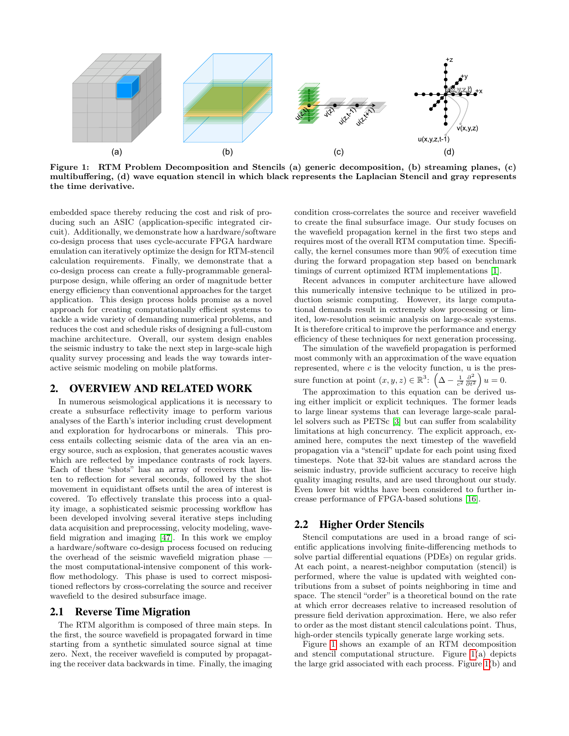(a) (b) (c) (d)

+z
+y
+x
u(x,y,z,t)
v(x,y,z)
u(x,y,z,t-1)
u(z,t)
v(z)
u(z,t-1)
u(z,t+1)

**Figure 1: RTM Problem Decomposition and Stencils (a) generic decomposition, (b) streaming planes, (c) multibuffering, (d) wave equation stencil in which black represents the Laplacian Stencil and gray represents the time derivative.**

embedded space thereby reducing the cost and risk of producing such an ASIC (application-specific integrated circuit). Additionally, we demonstrate how a hardware/software co-design process that uses cycle-accurate FPGA hardware emulation can iteratively optimize the design for RTM-stencil calculation requirements. Finally, we demonstrate that a co-design process can create a fully-programmable general-purpose design, while offering an order of magnitude better energy efficiency than conventional approaches for the target application. This design process holds promise as a novel approach for creating computationally efficient systems to tackle a wide variety of demanding numerical problems, and reduces the cost and schedule risks of designing a full-custom machine architecture. Overall, our system design enables the seismic industry to take the next step in large-scale high quality survey processing and leads the way towards interactive seismic modeling on mobile platforms.

## 2. OVERVIEW AND RELATED WORK

In numerous seismological applications it is necessary to create a subsurface reflectivity image to perform various analyses of the Earth's interior including crust development and exploration for hydrocarbons or minerals. This process entails collecting seismic data of the area via an energy source, such as explosion, that generates acoustic waves which are reflected by impedance contrasts of rock layers. Each of these "shots" has an array of receivers that listen to reflection for several seconds, followed by the shot movement in equidistant offsets until the area of interest is covered. To effectively translate this process into a quality image, a sophisticated seismic processing workflow has been developed involving several iterative steps including data acquisition and preprocessing, velocity modeling, wavefield migration and imaging [47]. In this work we employ a hardware/software co-design process focused on reducing the overhead of the seismic wavefield migration phase — the most computational-intensive component of this workflow methodology. This phase is used to correct mispositioned reflectors by cross-correlating the source and receiver wavefield to the desired subsurface image.

### 2.1 Reverse Time Migration

The RTM algorithm is composed of three main steps. In the first, the source wavefield is propagated forward in time starting from a synthetic simulated source signal at time zero. Next, the receiver wavefield is computed by propagating the receiver data backwards in time. Finally, the imaging condition cross-correlates the source and receiver wavefield to create the final subsurface image. Our study focuses on the wavefield propagation kernel in the first two steps and requires most of the overall RTM computation time. Specifically, the kernel consumes more than 90% of execution time during the forward propagation step based on benchmark timings of current optimized RTM implementations [1].

Recent advances in computer architecture have allowed this numerically intensive technique to be utilized in production seismic computing. However, its large computational demands result in extremely slow processing or limited, low-resolution seismic analysis on large-scale systems. It is therefore critical to improve the performance and energy efficiency of these techniques for next generation processing.

The simulation of the wavefield propagation is performed most commonly with an approximation of the wave equation represented, where $c$ is the velocity function, u is the pressure function at point $(x, y, z) \in \mathbb{R}^3$: $\left(\Delta - \frac{1}{c^2}\frac{\partial^2}{\partial t^2}\right) u = 0$.

The approximation to this equation can be derived using either implicit or explicit techniques. The former leads to large linear systems that can leverage large-scale parallel solvers such as PETSc [3] but can suffer from scalability limitations at high concurrency. The explicit approach, examined here, computes the next timestep of the wavefield propagation via a "stencil" update for each point using fixed timesteps. Note that 32-bit values are standard across the seismic industry, provide sufficient accuracy to receive high quality imaging results, and are used throughout our study. Even lower bit widths have been considered to further increase performance of FPGA-based solutions [16].

### 2.2 Higher Order Stencils

Stencil computations are used in a broad range of scientific applications involving finite-differencing methods to solve partial differential equations (PDEs) on regular grids. At each point, a nearest-neighbor computation (stencil) is performed, where the value is updated with weighted contributions from a subset of points neighboring in time and space. The stencil "order" is a theoretical bound on the rate at which error decreases relative to increased resolution of pressure field derivation approximation. Here, we also refer to order as the most distant stencil calculations point. Thus, high-order stencils typically generate large working sets.

Figure 1 shows an example of an RTM decomposition and stencil computational structure. Figure 1(a) depicts the large grid associated with each process. Figure 1(b) and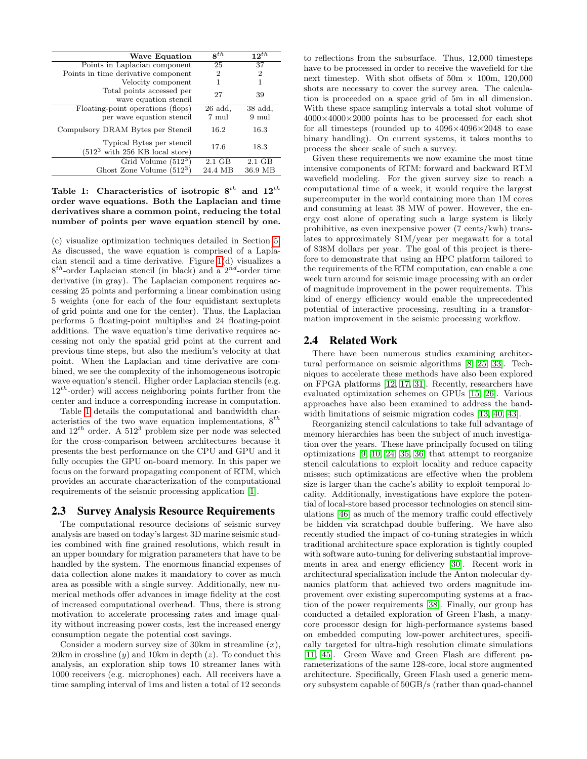| Wave Equation | $8^{th}$ | $12^{th}$ |
|---|---|---|
| Points in Laplacian component | 25 | 37 |
| Points in time derivative component | 2 | 2 |
| Velocity component | 1 | 1 |
| Total points accessed per wave equation stencil | 27 | 39 |
| Floating-point operations (flops) per wave equation stencil | 26 add, 7 mul | 38 add, 9 mul |
| Compulsory DRAM Bytes per Stencil | 16.2 | 16.3 |
| Typical Bytes per stencil ($512^3$ with 256 KB local store) | 17.6 | 18.3 |
| Grid Volume ($512^3$) | 2.1 GB | 2.1 GB |
| Ghost Zone Volume ($512^3$) | 24.4 MB | 36.9 MB |

**Table 1: Characteristics of isotropic $8^{th}$ and $12^{th}$ order wave equations. Both the Laplacian and time derivatives share a common point, reducing the total number of points per wave equation stencil by one.**

(c) visualize optimization techniques detailed in Section 5. As discussed, the wave equation is comprised of a Laplacian stencil and a time derivative. Figure 1(d) visualizes a $8^{th}$-order Laplacian stencil (in black) and a $2^{nd}$-order time derivative (in gray). The Laplacian component requires accessing 25 points and performing a linear combination using 5 weights (one for each of the four equidistant sextuplets of grid points and one for the center). Thus, the Laplacian performs 5 floating-point multiplies and 24 floating-point additions. The wave equation's time derivative requires accessing not only the spatial grid point at the current and previous time steps, but also the medium's velocity at that point. When the Laplacian and time derivative are combined, we see the complexity of the inhomogeneous isotropic wave equation's stencil. Higher order Laplacian stencils (e.g. $12^{th}$-order) will access neighboring points further from the center and induce a corresponding increase in computation.

Table 1 details the computational and bandwidth characteristics of the two wave equation implementations, $8^{th}$ and $12^{th}$ order. A $512^3$ problem size per node was selected for the cross-comparison between architectures because it presents the best performance on the CPU and GPU and it fully occupies the GPU on-board memory. In this paper we focus on the forward propagating component of RTM, which provides an accurate characterization of the computational requirements of the seismic processing application [1].

## 2.3 Survey Analysis Resource Requirements

The computational resource decisions of seismic survey analysis are based on today's largest 3D marine seismic studies combined with fine grained resolutions, which result in an upper boundary for migration parameters that have to be handled by the system. The enormous financial expenses of data collection alone makes it mandatory to cover as much area as possible with a single survey. Additionally, new numerical methods offer advances in image fidelity at the cost of increased computational overhead. Thus, there is strong motivation to accelerate processing rates and image quality without increasing power costs, lest the increased energy consumption negate the potential cost savings.

Consider a modern survey size of 30km in streamline ($x$), 20km in crossline ($y$) and 10km in depth ($z$). To conduct this analysis, an exploration ship tows 10 streamer lanes with 1000 receivers (e.g. microphones) each. All receivers have a time sampling interval of 1ms and listen a total of 12 seconds to reflections from the subsurface. Thus, 12,000 timesteps have to be processed in order to receive the wavefield for the next timestep. With shot offsets of 50m × 100m, 120,000 shots are necessary to cover the survey area. The calculation is proceeded on a space grid of 5m in all dimension. With these space sampling intervals a total shot volume of 4000×4000×2000 points has to be processed for each shot for all timesteps (rounded up to 4096×4096×2048 to ease binary handling). On current systems, it takes months to process the sheer scale of such a survey.

Given these requirements we now examine the most time intensive components of RTM: forward and backward RTM wavefield modeling. For the given survey size to reach a computational time of a week, it would require the largest supercomputer in the world containing more than 1M cores and consuming at least 38 MW of power. However, the energy cost alone of operating such a large system is likely prohibitive, as even inexpensive power (7 cents/kwh) translates to approximately \$1M/year per megawatt for a total of \$38M dollars per year. The goal of this project is therefore to demonstrate that using an HPC platform tailored to the requirements of the RTM computation, can enable a one week turn around for seismic image processing with an order of magnitude improvement in the power requirements. This kind of energy efficiency would enable the unprecedented potential of interactive processing, resulting in a transformation improvement in the seismic processing workflow.

## 2.4 Related Work

There have been numerous studies examining architectural performance on seismic algorithms [8, 25, 33]. Techniques to accelerate these methods have also been explored on FPGA platforms [12, 17, 31]. Recently, researchers have evaluated optimization schemes on GPUs [15, 26]. Various approaches have also been examined to address the bandwidth limitations of seismic migration codes [13, 40, 43].

Reorganizing stencil calculations to take full advantage of memory hierarchies has been the subject of much investigation over the years. These have principally focused on tiling optimizations [9, 10, 24, 35, 36] that attempt to reorganize stencil calculations to exploit locality and reduce capacity misses; such optimizations are effective when the problem size is larger than the cache's ability to exploit temporal locality. Additionally, investigations have explore the potential of local-store based processor technologies on stencil simulations [46] as much of the memory traffic could effectively be hidden via scratchpad double buffering. We have also recently studied the impact of co-tuning strategies in which traditional architecture space exploration is tightly coupled with software auto-tuning for delivering substantial improvements in area and energy efficiency [30]. Recent work in architectural specialization include the Anton molecular dynamics platform that achieved two orders magnitude improvement over existing supercomputing systems at a fraction of the power requirements [38]. Finally, our group has conducted a detailed exploration of Green Flash, a manycore processor design for high-performance systems based on embedded computing low-power architectures, specifically targeted for ultra-high resolution climate simulations [11, 45]. Green Wave and Green Flash are different parameterizations of the same 128-core, local store augmented architecture. Specifically, Green Flash used a generic memory subsystem capable of 50GB/s (rather than quad-channel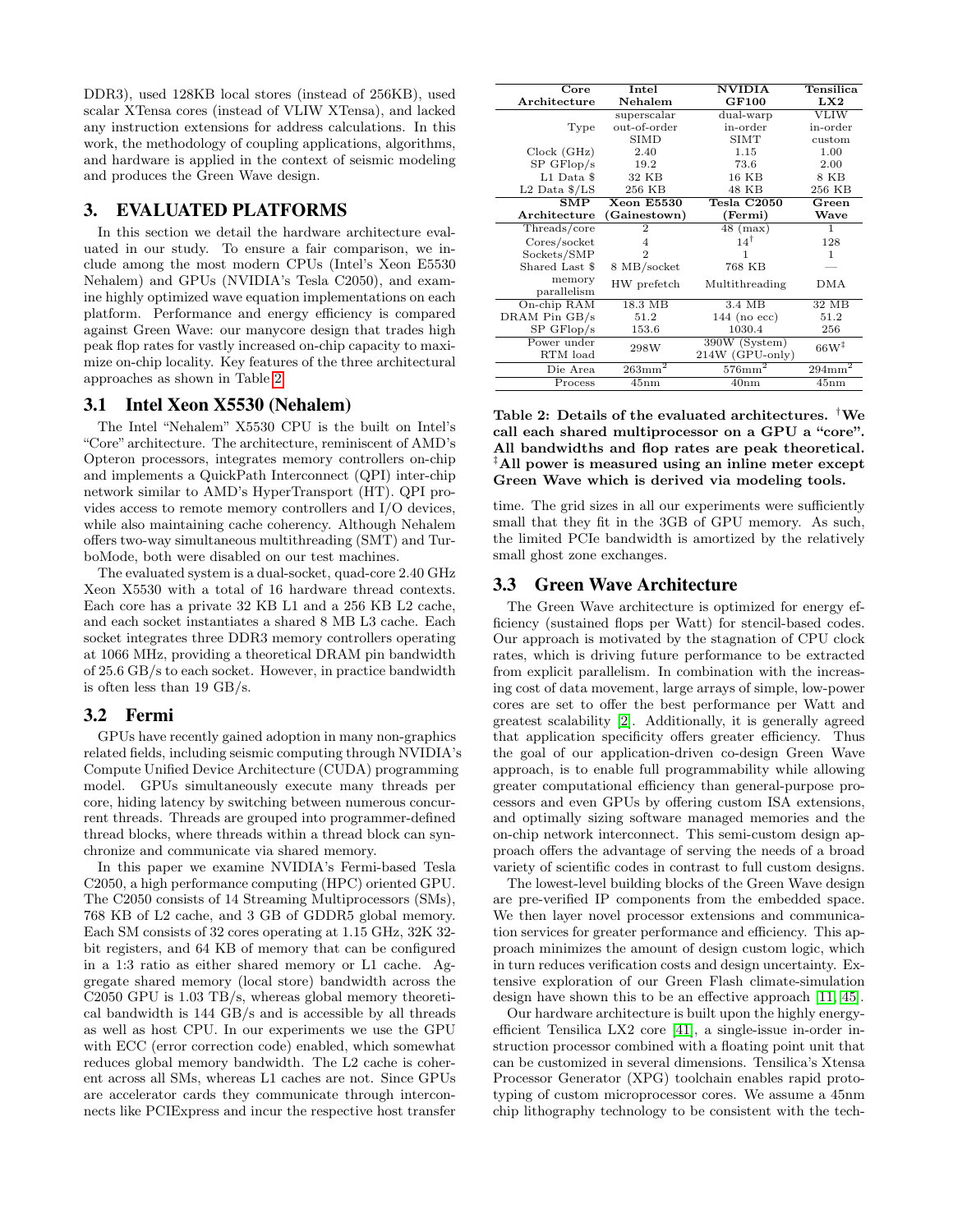DDR3), used 128KB local stores (instead of 256KB), used scalar XTensa cores (instead of VLIW XTensa), and lacked any instruction extensions for address calculations. In this work, the methodology of coupling applications, algorithms, and hardware is applied in the context of seismic modeling and produces the Green Wave design.

## 3. EVALUATED PLATFORMS

In this section we detail the hardware architecture evaluated in our study. To ensure a fair comparison, we include among the most modern CPUs (Intel's Xeon E5530 Nehalem) and GPUs (NVIDIA's Tesla C2050), and examine highly optimized wave equation implementations on each platform. Performance and energy efficiency is compared against Green Wave: our manycore design that trades high peak flop rates for vastly increased on-chip capacity to maximize on-chip locality. Key features of the three architectural approaches as shown in Table 2.

### 3.1 Intel Xeon X5530 (Nehalem)

The Intel "Nehalem" X5530 CPU is the built on Intel's "Core" architecture. The architecture, reminiscent of AMD's Opteron processors, integrates memory controllers on-chip and implements a QuickPath Interconnect (QPI) inter-chip network similar to AMD's HyperTransport (HT). QPI provides access to remote memory controllers and I/O devices, while also maintaining cache coherency. Although Nehalem offers two-way simultaneous multithreading (SMT) and TurboMode, both were disabled on our test machines.

The evaluated system is a dual-socket, quad-core 2.40 GHz Xeon X5530 with a total of 16 hardware thread contexts. Each core has a private 32 KB L1 and a 256 KB L2 cache, and each socket instantiates a shared 8 MB L3 cache. Each socket integrates three DDR3 memory controllers operating at 1066 MHz, providing a theoretical DRAM pin bandwidth of 25.6 GB/s to each socket. However, in practice bandwidth is often less than 19 GB/s.

### 3.2 Fermi

GPUs have recently gained adoption in many non-graphics related fields, including seismic computing through NVIDIA's Compute Unified Device Architecture (CUDA) programming model. GPUs simultaneously execute many threads per core, hiding latency by switching between numerous concurrent threads. Threads are grouped into programmer-defined thread blocks, where threads within a thread block can synchronize and communicate via shared memory.

In this paper we examine NVIDIA's Fermi-based Tesla C2050, a high performance computing (HPC) oriented GPU. The C2050 consists of 14 Streaming Multiprocessors (SMs), 768 KB of L2 cache, and 3 GB of GDDR5 global memory. Each SM consists of 32 cores operating at 1.15 GHz, 32K 32-bit registers, and 64 KB of memory that can be configured in a 1:3 ratio as either shared memory or L1 cache. Aggregate shared memory (local store) bandwidth across the C2050 GPU is 1.03 TB/s, whereas global memory theoretical bandwidth is 144 GB/s and is accessible by all threads as well as host CPU. In our experiments we use the GPU with ECC (error correction code) enabled, which somewhat reduces global memory bandwidth. The L2 cache is coherent across all SMs, whereas L1 caches are not. Since GPUs are accelerator cards they communicate through interconnects like PCIExpress and incur the respective host transfer time. The grid sizes in all our experiments were sufficiently small that they fit in the 3GB of GPU memory. As such, the limited PCIe bandwidth is amortized by the relatively small ghost zone exchanges.

| **Core Architecture** | **Intel Nehalem** | **NVIDIA GF100** | **Tensilica LX2** |
|---|---|---|---|
| Type | superscalar out-of-order SIMD | dual-warp in-order SIMT | VLIW in-order custom |
| Clock (GHz) | 2.40 | 1.15 | 1.00 |
| SP GFlop/s | 19.2 | 73.6 | 2.00 |
| L1 Data $ | 32 KB | 16 KB | 8 KB |
| L2 Data $/LS | 256 KB | 48 KB | 256 KB |
| **SMP Architecture** | **Xeon E5530 (Gainestown)** | **Tesla C2050 (Fermi)** | **Green Wave** |
| Threads/core | 2 | 48 (max) | 1 |
| Cores/socket | 4 | 14[†] | 128 |
| Sockets/SMP | 2 | 1 | 1 |
| Shared Last $ | 8 MB/socket | 768 KB | — |
| memory parallelism | HW prefetch | Multithreading | DMA |
| On-chip RAM | 18.3 MB | 3.4 MB | 32 MB |
| DRAM Pin GB/s | 51.2 | 144 (no ecc) | 51.2 |
| SP GFlop/s | 153.6 | 1030.4 | 256 |
| Power under RTM load | 298W | 390W (System) 214W (GPU-only) | 66W[‡] |
| Die Area | $263\text{mm}^2$ | $576\text{mm}^2$ | $294\text{mm}^2$ |
| Process | 45nm | 40nm | 45nm |

**Table 2: Details of the evaluated architectures. [†]We call each shared multiprocessor on a GPU a "core". All bandwidths and flop rates are peak theoretical. [‡]All power is measured using an inline meter except Green Wave which is derived via modeling tools.**

### 3.3 Green Wave Architecture

The Green Wave architecture is optimized for energy efficiency (sustained flops per Watt) for stencil-based codes. Our approach is motivated by the stagnation of CPU clock rates, which is driving future performance to be extracted from explicit parallelism. In combination with the increasing cost of data movement, large arrays of simple, low-power cores are set to offer the best performance per Watt and greatest scalability [2]. Additionally, it is generally agreed that application specificity offers greater efficiency. Thus the goal of our application-driven co-design Green Wave approach, is to enable full programmability while allowing greater computational efficiency than general-purpose processors and even GPUs by offering custom ISA extensions, and optimally sizing software managed memories and the on-chip network interconnect. This semi-custom design approach offers the advantage of serving the needs of a broad variety of scientific codes in contrast to full custom designs.

The lowest-level building blocks of the Green Wave design are pre-verified IP components from the embedded space. We then layer novel processor extensions and communication services for greater performance and efficiency. This approach minimizes the amount of design custom logic, which in turn reduces verification costs and design uncertainty. Extensive exploration of our Green Flash climate-simulation design have shown this to be an effective approach [11, 45].

Our hardware architecture is built upon the highly energy-efficient Tensilica LX2 core [41], a single-issue in-order instruction processor combined with a floating point unit that can be customized in several dimensions. Tensilica's Xtensa Processor Generator (XPG) toolchain enables rapid prototyping of custom microprocessor cores. We assume a 45nm chip lithography technology to be consistent with the tech-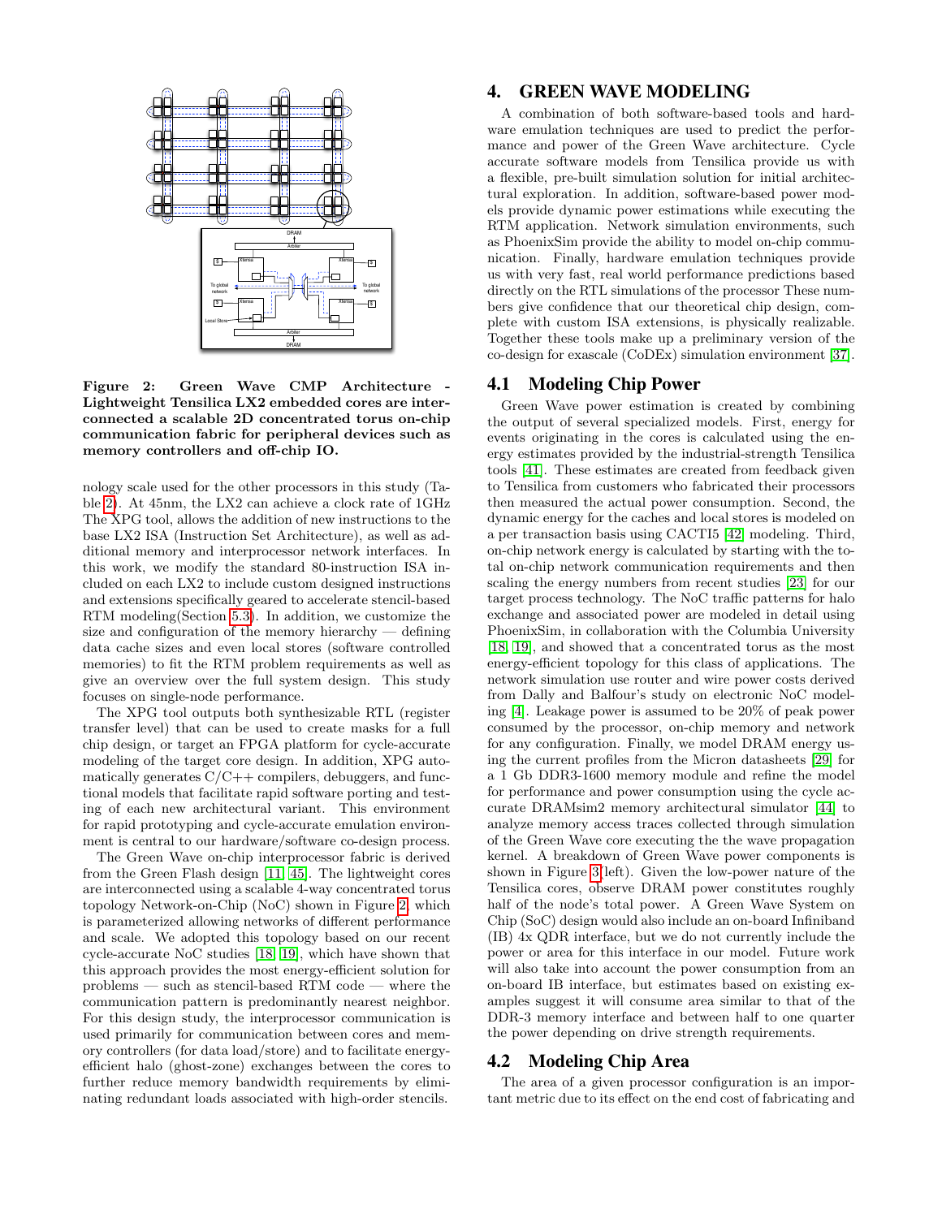**Figure 2: Green Wave CMP Architecture - Lightweight Tensilica LX2 embedded cores are interconnected a scalable 2D concentrated torus on-chip communication fabric for peripheral devices such as memory controllers and off-chip IO.**

nology scale used for the other processors in this study (Table 2). At 45nm, the LX2 can achieve a clock rate of 1GHz The XPG tool, allows the addition of new instructions to the base LX2 ISA (Instruction Set Architecture), as well as additional memory and interprocessor network interfaces. In this work, we modify the standard 80-instruction ISA included on each LX2 to include custom designed instructions and extensions specifically geared to accelerate stencil-based RTM modeling(Section 5.3). In addition, we customize the size and configuration of the memory hierarchy — defining data cache sizes and even local stores (software controlled memories) to fit the RTM problem requirements as well as give an overview over the full system design. This study focuses on single-node performance.

The XPG tool outputs both synthesizable RTL (register transfer level) that can be used to create masks for a full chip design, or target an FPGA platform for cycle-accurate modeling of the target core design. In addition, XPG automatically generates C/C++ compilers, debuggers, and functional models that facilitate rapid software porting and testing of each new architectural variant. This environment for rapid prototyping and cycle-accurate emulation environment is central to our hardware/software co-design process.

The Green Wave on-chip interprocessor fabric is derived from the Green Flash design [11, 45]. The lightweight cores are interconnected using a scalable 4-way concentrated torus topology Network-on-Chip (NoC) shown in Figure 2, which is parameterized allowing networks of different performance and scale. We adopted this topology based on our recent cycle-accurate NoC studies [18, 19], which have shown that this approach provides the most energy-efficient solution for problems — such as stencil-based RTM code — where the communication pattern is predominantly nearest neighbor. For this design study, the interprocessor communication is used primarily for communication between cores and memory controllers (for data load/store) and to facilitate energy-efficient halo (ghost-zone) exchanges between the cores to further reduce memory bandwidth requirements by eliminating redundant loads associated with high-order stencils.

# 4. GREEN WAVE MODELING

A combination of both software-based tools and hardware emulation techniques are used to predict the performance and power of the Green Wave architecture. Cycle accurate software models from Tensilica provide us with a flexible, pre-built simulation solution for initial architectural exploration. In addition, software-based power models provide dynamic power estimations while executing the RTM application. Network simulation environments, such as PhoenixSim provide the ability to model on-chip communication. Finally, hardware emulation techniques provide us with very fast, real world performance predictions based directly on the RTL simulations of the processor These numbers give confidence that our theoretical chip design, complete with custom ISA extensions, is physically realizable. Together these tools make up a preliminary version of the co-design for exascale (CoDEx) simulation environment [37].

## 4.1 Modeling Chip Power

Green Wave power estimation is created by combining the output of several specialized models. First, energy for events originating in the cores is calculated using the energy estimates provided by the industrial-strength Tensilica tools [41]. These estimates are created from feedback given to Tensilica from customers who fabricated their processors then measured the actual power consumption. Second, the dynamic energy for the caches and local stores is modeled on a per transaction basis using CACTI5 [42] modeling. Third, on-chip network energy is calculated by starting with the total on-chip network communication requirements and then scaling the energy numbers from recent studies [23] for our target process technology. The NoC traffic patterns for halo exchange and associated power are modeled in detail using PhoenixSim, in collaboration with the Columbia University [18, 19], and showed that a concentrated torus as the most energy-efficient topology for this class of applications. The network simulation use router and wire power costs derived from Dally and Balfour's study on electronic NoC modeling [4]. Leakage power is assumed to be 20% of peak power consumed by the processor, on-chip memory and network for any configuration. Finally, we model DRAM energy using the current profiles from the Micron datasheets [29] for a 1 Gb DDR3-1600 memory module and refine the model for performance and power consumption using the cycle accurate DRAMsim2 memory architectural simulator [44] to analyze memory access traces collected through simulation of the Green Wave core executing the the wave propagation kernel. A breakdown of Green Wave power components is shown in Figure 3(left). Given the low-power nature of the Tensilica cores, observe DRAM power constitutes roughly half of the node's total power. A Green Wave System on Chip (SoC) design would also include an on-board Infiniband (IB) 4x QDR interface, but we do not currently include the power or area for this interface in our model. Future work will also take into account the power consumption from an on-board IB interface, but estimates based on existing examples suggest it will consume area similar to that of the DDR-3 memory interface and between half to one quarter the power depending on drive strength requirements.

## 4.2 Modeling Chip Area

The area of a given processor configuration is an important metric due to its effect on the end cost of fabricating and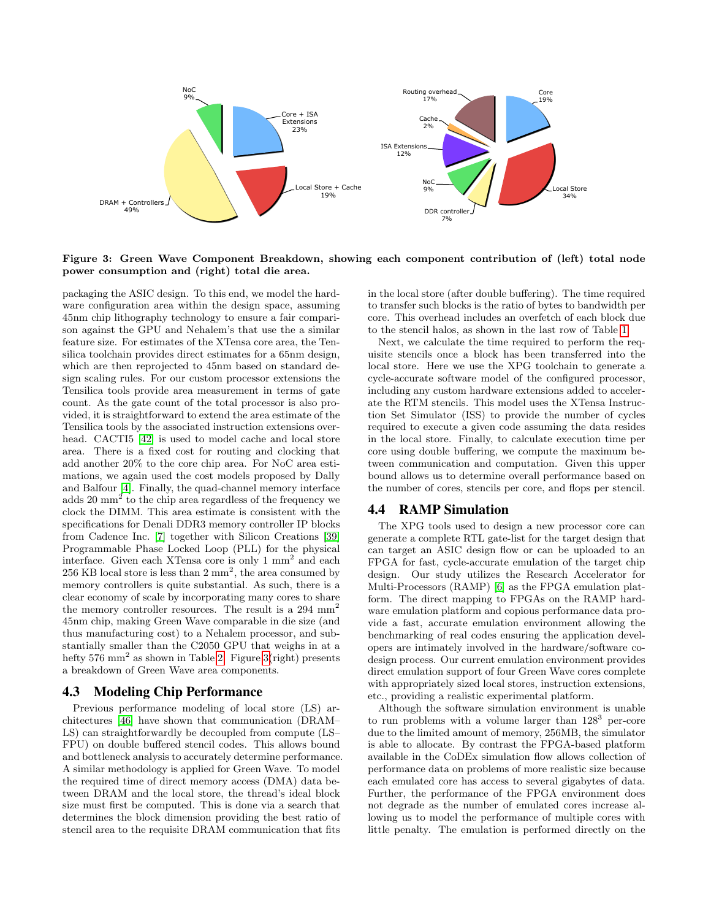**Figure 3: Green Wave Component Breakdown, showing each component contribution of (left) total node power consumption and (right) total die area.**

packaging the ASIC design. To this end, we model the hardware configuration area within the design space, assuming 45nm chip lithography technology to ensure a fair comparison against the GPU and Nehalem's that use the a similar feature size. For estimates of the XTensa core area, the Tensilica toolchain provides direct estimates for a 65nm design, which are then reprojected to 45nm based on standard design scaling rules. For our custom processor extensions the Tensilica tools provide area measurement in terms of gate count. As the gate count of the total processor is also provided, it is straightforward to extend the area estimate of the Tensilica tools by the associated instruction extensions overhead. CACTI5 [42] is used to model cache and local store area. There is a fixed cost for routing and clocking that add another 20% to the core chip area. For NoC area estimations, we again used the cost models proposed by Dally and Balfour [4]. Finally, the quad-channel memory interface adds 20 mm$^2$ to the chip area regardless of the frequency we clock the DIMM. This area estimate is consistent with the specifications for Denali DDR3 memory controller IP blocks from Cadence Inc. [7] together with Silicon Creations [39] Programmable Phase Locked Loop (PLL) for the physical interface. Given each XTensa core is only 1 mm$^2$ and each 256 KB local store is less than 2 mm$^2$, the area consumed by memory controllers is quite substantial. As such, there is a clear economy of scale by incorporating many cores to share the memory controller resources. The result is a 294 mm$^2$ 45nm chip, making Green Wave comparable in die size (and thus manufacturing cost) to a Nehalem processor, and substantially smaller than the C2050 GPU that weighs in at a hefty 576 mm$^2$ as shown in Table 2. Figure 3(right) presents a breakdown of Green Wave area components.

## 4.3 Modeling Chip Performance

Previous performance modeling of local store (LS) architectures [46] have shown that communication (DRAM–LS) can straightforwardly be decoupled from compute (LS–FPU) on double buffered stencil codes. This allows bound and bottleneck analysis to accurately determine performance. A similar methodology is applied for Green Wave. To model the required time of direct memory access (DMA) data between DRAM and the local store, the thread's ideal block size must first be computed. This is done via a search that determines the block dimension providing the best ratio of stencil area to the requisite DRAM communication that fits in the local store (after double buffering). The time required to transfer such blocks is the ratio of bytes to bandwidth per core. This overhead includes an overfetch of each block due to the stencil halos, as shown in the last row of Table 1.

Next, we calculate the time required to perform the requisite stencils once a block has been transferred into the local store. Here we use the XPG toolchain to generate a cycle-accurate software model of the configured processor, including any custom hardware extensions added to accelerate the RTM stencils. This model uses the XTensa Instruction Set Simulator (ISS) to provide the number of cycles required to execute a given code assuming the data resides in the local store. Finally, to calculate execution time per core using double buffering, we compute the maximum between communication and computation. Given this upper bound allows us to determine overall performance based on the number of cores, stencils per core, and flops per stencil.

## 4.4 RAMP Simulation

The XPG tools used to design a new processor core can generate a complete RTL gate-list for the target design that can target an ASIC design flow or can be uploaded to an FPGA for fast, cycle-accurate emulation of the target chip design. Our study utilizes the Research Accelerator for Multi-Processors (RAMP) [6] as the FPGA emulation platform. The direct mapping to FPGAs on the RAMP hardware emulation platform and copious performance data provide a fast, accurate emulation environment allowing the benchmarking of real codes ensuring the application developers are intimately involved in the hardware/software co-design process. Our current emulation environment provides direct emulation support of four Green Wave cores complete with appropriately sized local stores, instruction extensions, etc., providing a realistic experimental platform.

Although the software simulation environment is unable to run problems with a volume larger than $128^3$ per-core due to the limited amount of memory, 256MB, the simulator is able to allocate. By contrast the FPGA-based platform available in the CoDEx simulation flow allows collection of performance data on problems of more realistic size because each emulated core has access to several gigabytes of data. Further, the performance of the FPGA environment does not degrade as the number of emulated cores increase allowing us to model the performance of multiple cores with little penalty. The emulation is performed directly on the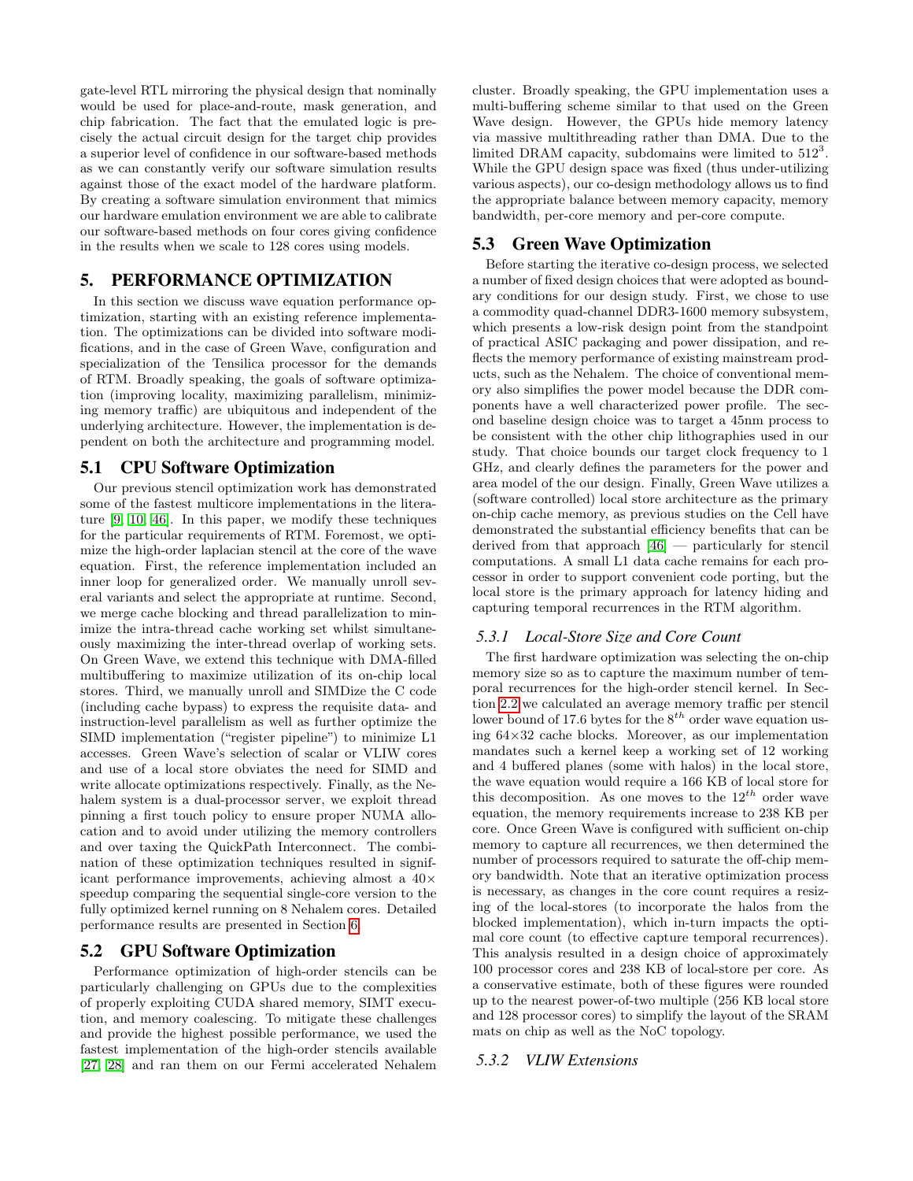gate-level RTL mirroring the physical design that nominally would be used for place-and-route, mask generation, and chip fabrication. The fact that the emulated logic is precisely the actual circuit design for the target chip provides a superior level of confidence in our software-based methods as we can constantly verify our software simulation results against those of the exact model of the hardware platform. By creating a software simulation environment that mimics our hardware emulation environment we are able to calibrate our software-based methods on four cores giving confidence in the results when we scale to 128 cores using models.

# 5. PERFORMANCE OPTIMIZATION

In this section we discuss wave equation performance optimization, starting with an existing reference implementation. The optimizations can be divided into software modifications, and in the case of Green Wave, configuration and specialization of the Tensilica processor for the demands of RTM. Broadly speaking, the goals of software optimization (improving locality, maximizing parallelism, minimizing memory traffic) are ubiquitous and independent of the underlying architecture. However, the implementation is dependent on both the architecture and programming model.

## 5.1 CPU Software Optimization

Our previous stencil optimization work has demonstrated some of the fastest multicore implementations in the literature [9, 10, 46]. In this paper, we modify these techniques for the particular requirements of RTM. Foremost, we optimize the high-order laplacian stencil at the core of the wave equation. First, the reference implementation included an inner loop for generalized order. We manually unroll several variants and select the appropriate at runtime. Second, we merge cache blocking and thread parallelization to minimize the intra-thread cache working set whilst simultaneously maximizing the inter-thread overlap of working sets. On Green Wave, we extend this technique with DMA-filled multibuffering to maximize utilization of its on-chip local stores. Third, we manually unroll and SIMDize the C code (including cache bypass) to express the requisite data- and instruction-level parallelism as well as further optimize the SIMD implementation ("register pipeline") to minimize L1 accesses. Green Wave's selection of scalar or VLIW cores and use of a local store obviates the need for SIMD and write allocate optimizations respectively. Finally, as the Nehalem system is a dual-processor server, we exploit thread pinning a first touch policy to ensure proper NUMA allocation and to avoid under utilizing the memory controllers and over taxing the QuickPath Interconnect. The combination of these optimization techniques resulted in significant performance improvements, achieving almost a 40× speedup comparing the sequential single-core version to the fully optimized kernel running on 8 Nehalem cores. Detailed performance results are presented in Section 6.

## 5.2 GPU Software Optimization

Performance optimization of high-order stencils can be particularly challenging on GPUs due to the complexities of properly exploiting CUDA shared memory, SIMT execution, and memory coalescing. To mitigate these challenges and provide the highest possible performance, we used the fastest implementation of the high-order stencils available [27, 28] and ran them on our Fermi accelerated Nehalem cluster. Broadly speaking, the GPU implementation uses a multi-buffering scheme similar to that used on the Green Wave design. However, the GPUs hide memory latency via massive multithreading rather than DMA. Due to the limited DRAM capacity, subdomains were limited to $512^3$. While the GPU design space was fixed (thus under-utilizing various aspects), our co-design methodology allows us to find the appropriate balance between memory capacity, memory bandwidth, per-core memory and per-core compute.

## 5.3 Green Wave Optimization

Before starting the iterative co-design process, we selected a number of fixed design choices that were adopted as boundary conditions for our design study. First, we chose to use a commodity quad-channel DDR3-1600 memory subsystem, which presents a low-risk design point from the standpoint of practical ASIC packaging and power dissipation, and reflects the memory performance of existing mainstream products, such as the Nehalem. The choice of conventional memory also simplifies the power model because the DDR components have a well characterized power profile. The second baseline design choice was to target a 45nm process to be consistent with the other chip lithographies used in our study. That choice bounds our target clock frequency to 1 GHz, and clearly defines the parameters for the power and area model of the our design. Finally, Green Wave utilizes a (software controlled) local store architecture as the primary on-chip cache memory, as previous studies on the Cell have demonstrated the substantial efficiency benefits that can be derived from that approach [46] — particularly for stencil computations. A small L1 data cache remains for each processor in order to support convenient code porting, but the local store is the primary approach for latency hiding and capturing temporal recurrences in the RTM algorithm.

### 5.3.1 *Local-Store Size and Core Count*

The first hardware optimization was selecting the on-chip memory size so as to capture the maximum number of temporal recurrences for the high-order stencil kernel. In Section 2.2 we calculated an average memory traffic per stencil lower bound of 17.6 bytes for the $8^{th}$ order wave equation using 64×32 cache blocks. Moreover, as our implementation mandates such a kernel keep a working set of 12 working and 4 buffered planes (some with halos) in the local store, the wave equation would require a 166 KB of local store for this decomposition. As one moves to the $12^{th}$ order wave equation, the memory requirements increase to 238 KB per core. Once Green Wave is configured with sufficient on-chip memory to capture all recurrences, we then determined the number of processors required to saturate the off-chip memory bandwidth. Note that an iterative optimization process is necessary, as changes in the core count requires a resizing of the local-stores (to incorporate the halos from the blocked implementation), which in-turn impacts the optimal core count (to effective capture temporal recurrences). This analysis resulted in a design choice of approximately 100 processor cores and 238 KB of local-store per core. As a conservative estimate, both of these figures were rounded up to the nearest power-of-two multiple (256 KB local store and 128 processor cores) to simplify the layout of the SRAM mats on chip as well as the NoC topology.

### 5.3.2 *VLIW Extensions*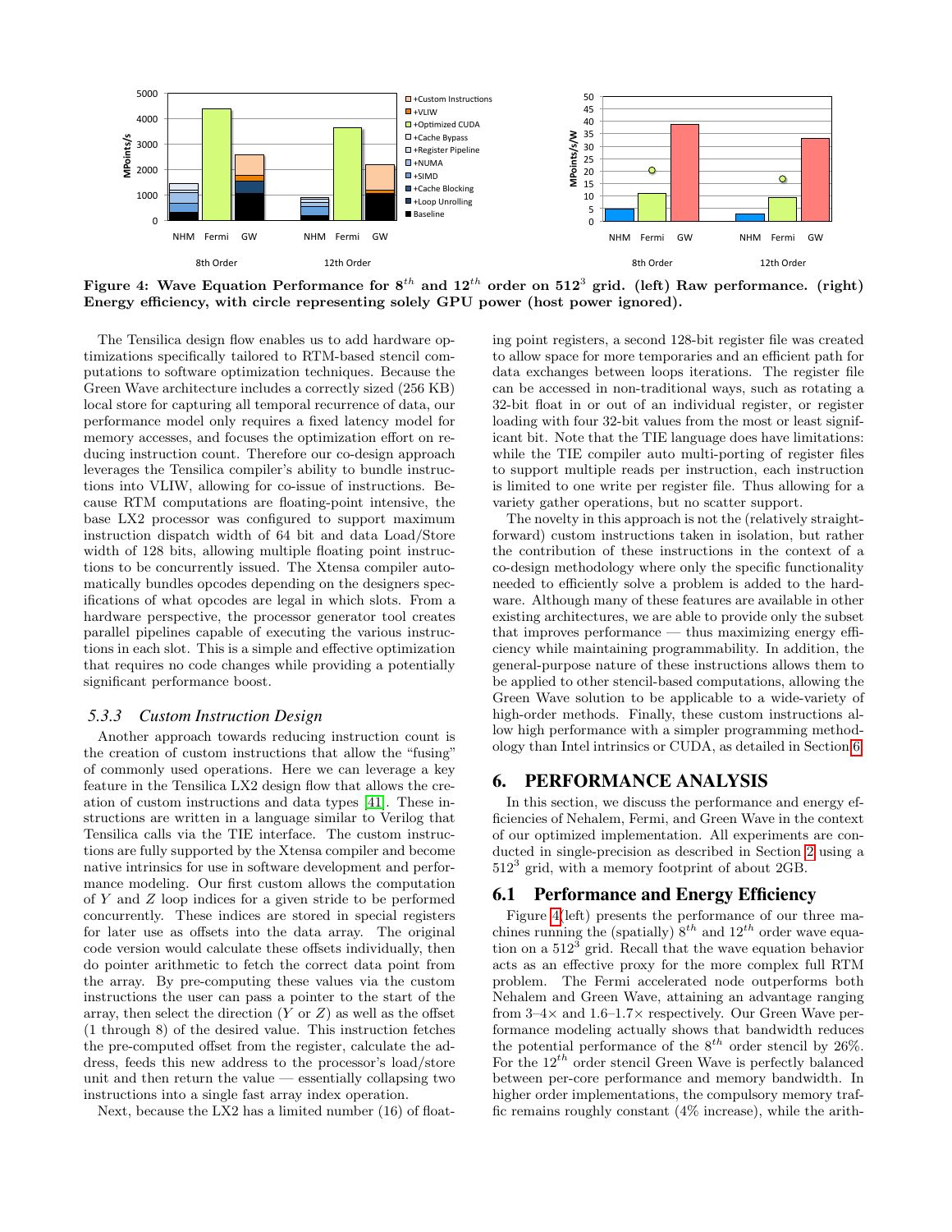**Figure 4: Wave Equation Performance for $8^{th}$ and $12^{th}$ order on $512^3$ grid. (left) Raw performance. (right) Energy efficiency, with circle representing solely GPU power (host power ignored).**

The Tensilica design flow enables us to add hardware optimizations specifically tailored to RTM-based stencil computations to software optimization techniques. Because the Green Wave architecture includes a correctly sized (256 KB) local store for capturing all temporal recurrence of data, our performance model only requires a fixed latency model for memory accesses, and focuses the optimization effort on reducing instruction count. Therefore our co-design approach leverages the Tensilica compiler's ability to bundle instructions into VLIW, allowing for co-issue of instructions. Because RTM computations are floating-point intensive, the base LX2 processor was configured to support maximum instruction dispatch width of 64 bit and data Load/Store width of 128 bits, allowing multiple floating point instructions to be concurrently issued. The Xtensa compiler automatically bundles opcodes depending on the designers specifications of what opcodes are legal in which slots. From a hardware perspective, the processor generator tool creates parallel pipelines capable of executing the various instructions in each slot. This is a simple and effective optimization that requires no code changes while providing a potentially significant performance boost.

### 5.3.3 *Custom Instruction Design*

Another approach towards reducing instruction count is the creation of custom instructions that allow the "fusing" of commonly used operations. Here we can leverage a key feature in the Tensilica LX2 design flow that allows the creation of custom instructions and data types [41]. These instructions are written in a language similar to Verilog that Tensilica calls via the TIE interface. The custom instructions are fully supported by the Xtensa compiler and become native intrinsics for use in software development and performance modeling. Our first custom allows the computation of $Y$ and $Z$ loop indices for a given stride to be performed concurrently. These indices are stored in special registers for later use as offsets into the data array. The original code version would calculate these offsets individually, then do pointer arithmetic to fetch the correct data point from the array. By pre-computing these values via the custom instructions the user can pass a pointer to the start of the array, then select the direction ($Y$ or $Z$) as well as the offset (1 through 8) of the desired value. This instruction fetches the pre-computed offset from the register, calculate the address, feeds this new address to the processor's load/store unit and then return the value — essentially collapsing two instructions into a single fast array index operation.

Next, because the LX2 has a limited number (16) of floating point registers, a second 128-bit register file was created to allow space for more temporaries and an efficient path for data exchanges between loops iterations. The register file can be accessed in non-traditional ways, such as rotating a 32-bit float in or out of an individual register, or register loading with four 32-bit values from the most or least significant bit. Note that the TIE language does have limitations: while the TIE compiler auto multi-porting of register files to support multiple reads per instruction, each instruction is limited to one write per register file. Thus allowing for a variety gather operations, but no scatter support.

The novelty in this approach is not the (relatively straightforward) custom instructions taken in isolation, but rather the contribution of these instructions in the context of a co-design methodology where only the specific functionality needed to efficiently solve a problem is added to the hardware. Although many of these features are available in other existing architectures, we are able to provide only the subset that improves performance — thus maximizing energy efficiency while maintaining programmability. In addition, the general-purpose nature of these instructions allows them to be applied to other stencil-based computations, allowing the Green Wave solution to be applicable to a wide-variety of high-order methods. Finally, these custom instructions allow high performance with a simpler programming methodology than Intel intrinsics or CUDA, as detailed in Section 6.

# 6. PERFORMANCE ANALYSIS

In this section, we discuss the performance and energy efficiencies of Nehalem, Fermi, and Green Wave in the context of our optimized implementation. All experiments are conducted in single-precision as described in Section 2 using a $512^3$ grid, with a memory footprint of about 2GB.

## 6.1 Performance and Energy Efficiency

Figure 4(left) presents the performance of our three machines running the (spatially) $8^{th}$ and $12^{th}$ order wave equation on a $512^3$ grid. Recall that the wave equation behavior acts as an effective proxy for the more complex full RTM problem. The Fermi accelerated node outperforms both Nehalem and Green Wave, attaining an advantage ranging from 3–4× and 1.6–1.7× respectively. Our Green Wave performance modeling actually shows that bandwidth reduces the potential performance of the $8^{th}$ order stencil by 26%. For the $12^{th}$ order stencil Green Wave is perfectly balanced between per-core performance and memory bandwidth. In higher order implementations, the compulsory memory traffic remains roughly constant (4% increase), while the arith-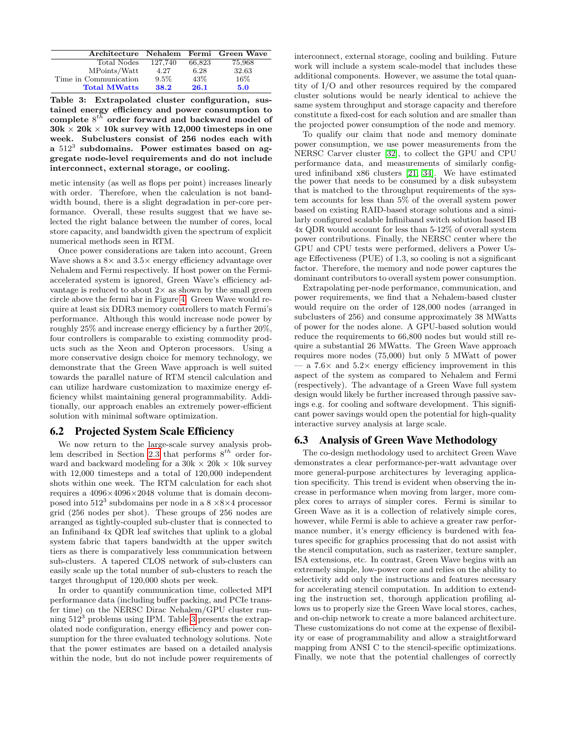| Architecture | Nehalem | Fermi | Green Wave |
|---|---|---|---|
| Total Nodes | 127,740 | 66,823 | 75,968 |
| MPoints/Watt | 4.27 | 6.28 | 32.63 |
| Time in Communication | 9.5% | 43% | 16% |
| **Total MWatts** | **38.2** | **26.1** | **5.0** |

**Table 3: Extrapolated cluster configuration, sustained energy efficiency and power consumption to complete $8^{th}$ order forward and backward model of 30k × 20k × 10k survey with 12,000 timesteps in one week. Subclusters consist of 256 nodes each with a $512^3$ subdomains. Power estimates based on aggregate node-level requirements and do not include interconnect, external storage, or cooling.**

metic intensity (as well as flops per point) increases linearly with order. Therefore, when the calculation is not bandwidth bound, there is a slight degradation in per-core performance. Overall, these results suggest that we have selected the right balance between the number of cores, local store capacity, and bandwidth given the spectrum of explicit numerical methods seen in RTM.

Once power considerations are taken into account, Green Wave shows a 8× and 3.5× energy efficiency advantage over Nehalem and Fermi respectively. If host power on the Fermi-accelerated system is ignored, Green Wave's efficiency advantage is reduced to about 2× as shown by the small green circle above the fermi bar in Figure 4. Green Wave would require at least six DDR3 memory controllers to match Fermi's performance. Although this would increase node power by roughly 25% and increase energy efficiency by a further 20%, four controllers is comparable to existing commodity products such as the Xeon and Opteron processors. Using a more conservative design choice for memory technology, we demonstrate that the Green Wave approach is well suited towards the parallel nature of RTM stencil calculation and can utilize hardware customization to maximize energy efficiency whilst maintaining general programmability. Additionally, our approach enables an extremely power-efficient solution with minimal software optimization.

## 6.2 Projected System Scale Efficiency

We now return to the large-scale survey analysis problem described in Section 2.3 that performs $8^{th}$ order forward and backward modeling for a 30k × 20k × 10k survey with 12,000 timesteps and a total of 120,000 independent shots within one week. The RTM calculation for each shot requires a 4096×4096×2048 volume that is domain decomposed into $512^3$ subdomains per node in a 8 ×8×4 processor grid (256 nodes per shot). These groups of 256 nodes are arranged as tightly-coupled sub-cluster that is connected to an Infiniband 4x QDR leaf switches that uplink to a global system fabric that tapers bandwidth at the upper switch tiers as there is comparatively less communication between sub-clusters. A tapered CLOS network of sub-clusters can easily scale up the total number of sub-clusters to reach the target throughput of 120,000 shots per week.

In order to quantify communication time, collected MPI performance data (including buffer packing, and PCIe transfer time) on the NERSC Dirac Nehalem/GPU cluster running $512^3$ problems using IPM. Table 3 presents the extrapolated node configuration, energy efficiency and power consumption for the three evaluated technology solutions. Note that the power estimates are based on a detailed analysis within the node, but do not include power requirements of interconnect, external storage, cooling and building. Future work will include a system scale-model that includes these additional components. However, we assume the total quantity of I/O and other resources required by the compared cluster solutions would be nearly identical to achieve the same system throughput and storage capacity and therefore constitute a fixed-cost for each solution and are smaller than the projected power consumption of the node and memory.

To qualify our claim that node and memory dominate power consumption, we use power measurements from the NERSC Carver cluster [32], to collect the GPU and CPU performance data, and measurements of similarly configured infiniband x86 clusters [21, 34]. We have estimated the power that needs to be consumed by a disk subsystem that is matched to the throughput requirements of the system accounts for less than 5% of the overall system power based on existing RAID-based storage solutions and a similarly configured scalable Infiniband switch solution based IB 4x QDR would account for less than 5-12% of overall system power contributions. Finally, the NERSC center where the GPU and CPU tests were performed, delivers a Power Usage Effectiveness (PUE) of 1.3, so cooling is not a significant factor. Therefore, the memory and node power captures the dominant contributors to overall system power consumption.

Extrapolating per-node performance, communication, and power requirements, we find that a Nehalem-based cluster would require on the order of 128,000 nodes (arranged in subclusters of 256) and consume approximately 38 MWatts of power for the nodes alone. A GPU-based solution would reduce the requirements to 66,800 nodes but would still require a substantial 26 MWatts. The Green Wave approach requires more nodes (75,000) but only 5 MWatt of power — a 7.6× and 5.2× energy efficiency improvement in this aspect of the system as compared to Nehalem and Fermi (respectively). The advantage of a Green Wave full system design would likely be further increased through passive savings e.g. for cooling and software development. This significant power savings would open the potential for high-quality interactive survey analysis at large scale.

## 6.3 Analysis of Green Wave Methodology

The co-design methodology used to architect Green Wave demonstrates a clear performance-per-watt advantage over more general-purpose architectures by leveraging application specificity. This trend is evident when observing the increase in performance when moving from larger, more complex cores to arrays of simpler cores. Fermi is similar to Green Wave as it is a collection of relatively simple cores, however, while Fermi is able to achieve a greater raw performance number, it's energy efficiency is burdened with features specific for graphics processing that do not assist with the stencil computation, such as rasterizer, texture sampler, ISA extensions, etc. In contrast, Green Wave begins with an extremely simple, low-power core and relies on the ability to selectivity add only the instructions and features necessary for accelerating stencil computation. In addition to extending the instruction set, thorough application profiling allows us to properly size the Green Wave local stores, caches, and on-chip network to create a more balanced architecture. These customizations do not come at the expense of flexibility or ease of programmability and allow a straightforward mapping from ANSI C to the stencil-specific optimizations. Finally, we note that the potential challenges of correctly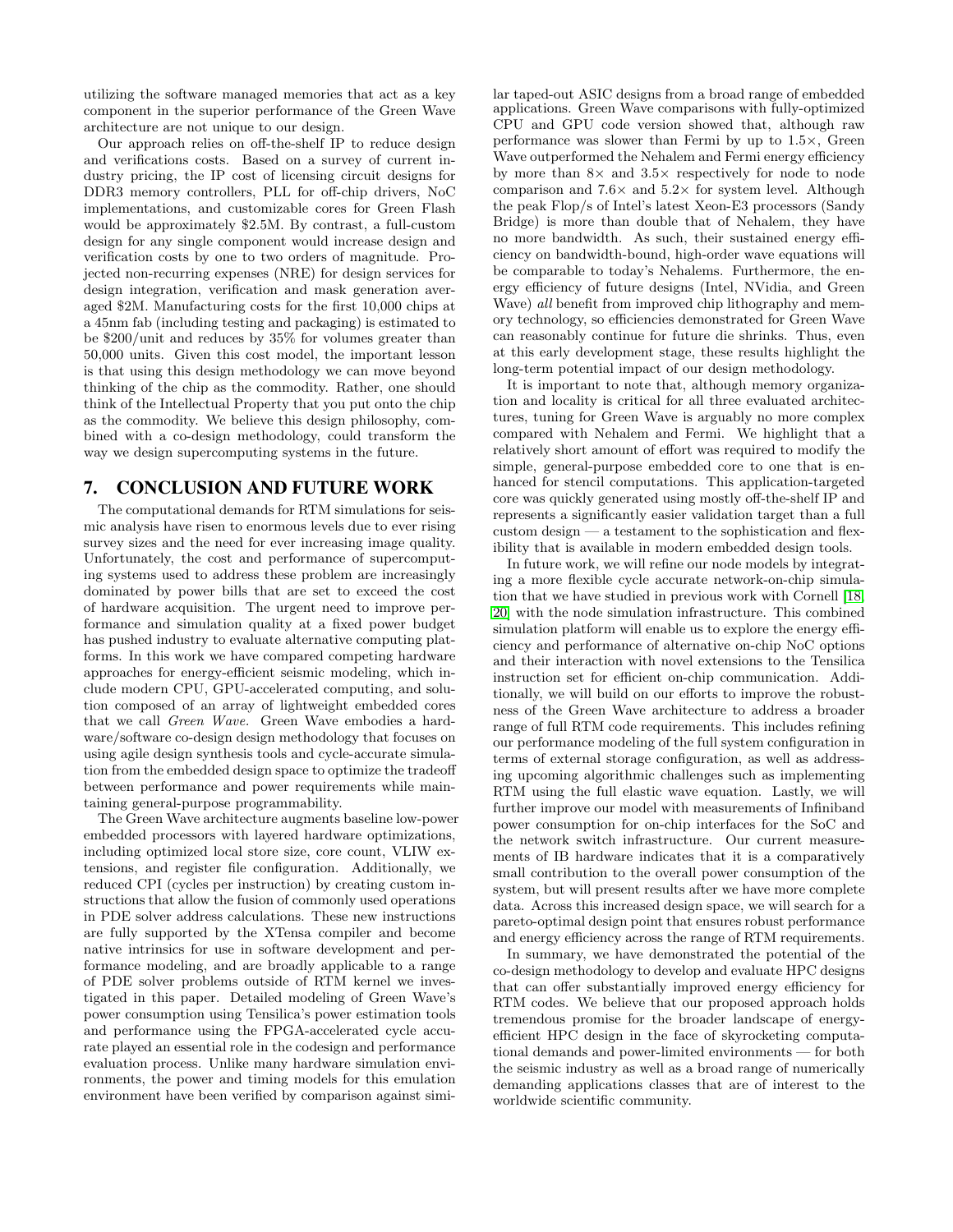utilizing the software managed memories that act as a key component in the superior performance of the Green Wave architecture are not unique to our design.

Our approach relies on off-the-shelf IP to reduce design and verifications costs. Based on a survey of current industry pricing, the IP cost of licensing circuit designs for DDR3 memory controllers, PLL for off-chip drivers, NoC implementations, and customizable cores for Green Flash would be approximately \$2.5M. By contrast, a full-custom design for any single component would increase design and verification costs by one to two orders of magnitude. Projected non-recurring expenses (NRE) for design services for design integration, verification and mask generation averaged \$2M. Manufacturing costs for the first 10,000 chips at a 45nm fab (including testing and packaging) is estimated to be \$200/unit and reduces by 35% for volumes greater than 50,000 units. Given this cost model, the important lesson is that using this design methodology we can move beyond thinking of the chip as the commodity. Rather, one should think of the Intellectual Property that you put onto the chip as the commodity. We believe this design philosophy, combined with a co-design methodology, could transform the way we design supercomputing systems in the future.

## 7. CONCLUSION AND FUTURE WORK

The computational demands for RTM simulations for seismic analysis have risen to enormous levels due to ever rising survey sizes and the need for ever increasing image quality. Unfortunately, the cost and performance of supercomputing systems used to address these problem are increasingly dominated by power bills that are set to exceed the cost of hardware acquisition. The urgent need to improve performance and simulation quality at a fixed power budget has pushed industry to evaluate alternative computing platforms. In this work we have compared competing hardware approaches for energy-efficient seismic modeling, which include modern CPU, GPU-accelerated computing, and solution composed of an array of lightweight embedded cores that we call *Green Wave*. Green Wave embodies a hardware/software co-design design methodology that focuses on using agile design synthesis tools and cycle-accurate simulation from the embedded design space to optimize the tradeoff between performance and power requirements while maintaining general-purpose programmability.

The Green Wave architecture augments baseline low-power embedded processors with layered hardware optimizations, including optimized local store size, core count, VLIW extensions, and register file configuration. Additionally, we reduced CPI (cycles per instruction) by creating custom instructions that allow the fusion of commonly used operations in PDE solver address calculations. These new instructions are fully supported by the XTensa compiler and become native intrinsics for use in software development and performance modeling, and are broadly applicable to a range of PDE solver problems outside of RTM kernel we investigated in this paper. Detailed modeling of Green Wave's power consumption using Tensilica's power estimation tools and performance using the FPGA-accelerated cycle accurate played an essential role in the codesign and performance evaluation process. Unlike many hardware simulation environments, the power and timing models for this emulation environment have been verified by comparison against similar taped-out ASIC designs from a broad range of embedded applications. Green Wave comparisons with fully-optimized CPU and GPU code version showed that, although raw performance was slower than Fermi by up to 1.5×, Green Wave outperformed the Nehalem and Fermi energy efficiency by more than 8× and 3.5× respectively for node to node comparison and 7.6× and 5.2× for system level. Although the peak Flop/s of Intel's latest Xeon-E3 processors (Sandy Bridge) is more than double that of Nehalem, they have no more bandwidth. As such, their sustained energy efficiency on bandwidth-bound, high-order wave equations will be comparable to today's Nehalems. Furthermore, the energy efficiency of future designs (Intel, NVidia, and Green Wave) *all* benefit from improved chip lithography and memory technology, so efficiencies demonstrated for Green Wave can reasonably continue for future die shrinks. Thus, even at this early development stage, these results highlight the long-term potential impact of our design methodology.

It is important to note that, although memory organization and locality is critical for all three evaluated architectures, tuning for Green Wave is arguably no more complex compared with Nehalem and Fermi. We highlight that a relatively short amount of effort was required to modify the simple, general-purpose embedded core to one that is enhanced for stencil computations. This application-targeted core was quickly generated using mostly off-the-shelf IP and represents a significantly easier validation target than a full custom design — a testament to the sophistication and flexibility that is available in modern embedded design tools.

In future work, we will refine our node models by integrating a more flexible cycle accurate network-on-chip simulation that we have studied in previous work with Cornell [18, 20] with the node simulation infrastructure. This combined simulation platform will enable us to explore the energy efficiency and performance of alternative on-chip NoC options and their interaction with novel extensions to the Tensilica instruction set for efficient on-chip communication. Additionally, we will build on our efforts to improve the robustness of the Green Wave architecture to address a broader range of full RTM code requirements. This includes refining our performance modeling of the full system configuration in terms of external storage configuration, as well as addressing upcoming algorithmic challenges such as implementing RTM using the full elastic wave equation. Lastly, we will further improve our model with measurements of Infiniband power consumption for on-chip interfaces for the SoC and the network switch infrastructure. Our current measurements of IB hardware indicates that it is a comparatively small contribution to the overall power consumption of the system, but will present results after we have more complete data. Across this increased design space, we will search for a pareto-optimal design point that ensures robust performance and energy efficiency across the range of RTM requirements.

In summary, we have demonstrated the potential of the co-design methodology to develop and evaluate HPC designs that can offer substantially improved energy efficiency for RTM codes. We believe that our proposed approach holds tremendous promise for the broader landscape of energy-efficient HPC design in the face of skyrocketing computational demands and power-limited environments — for both the seismic industry as well as a broad range of numerically demanding applications classes that are of interest to the worldwide scientific community.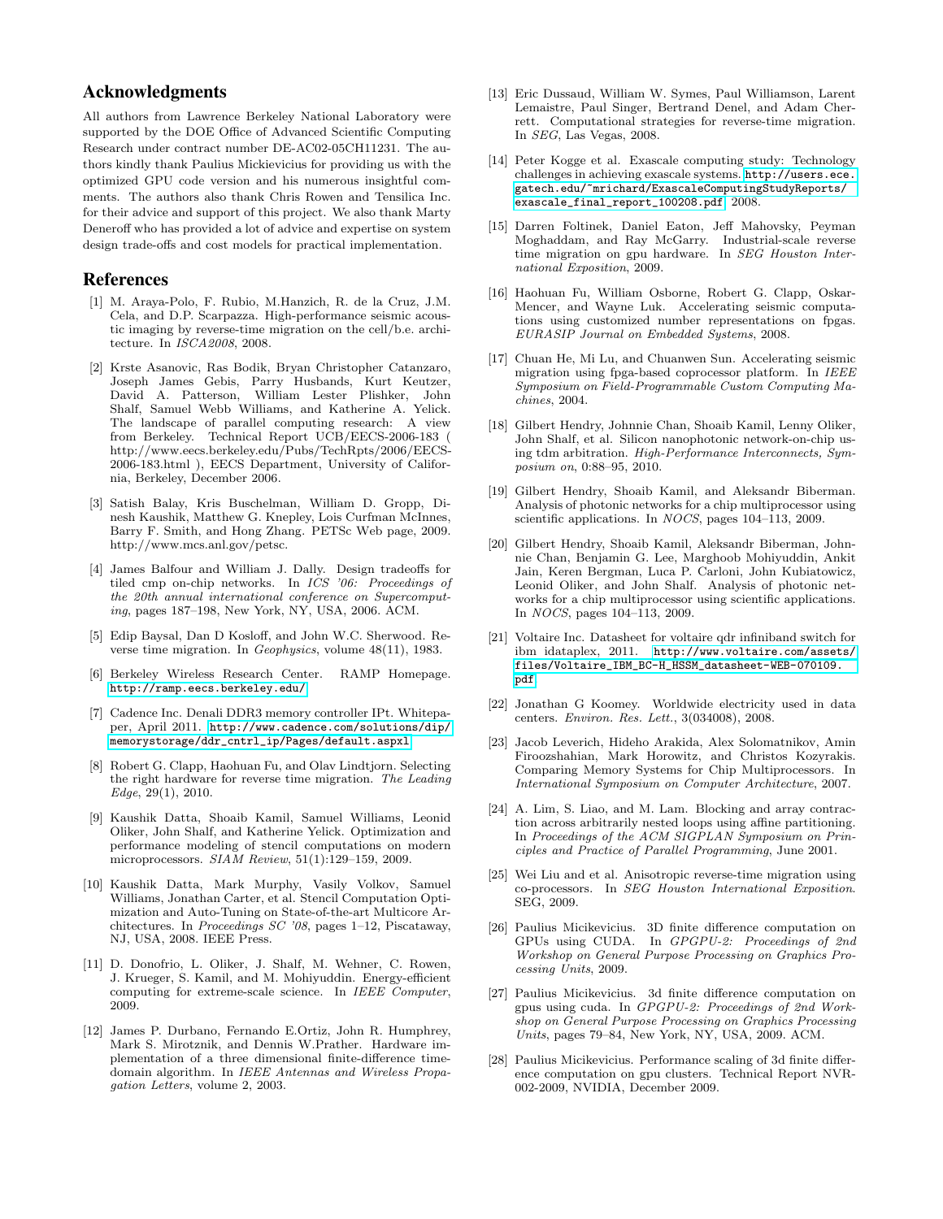## Acknowledgments

All authors from Lawrence Berkeley National Laboratory were supported by the DOE Office of Advanced Scientific Computing Research under contract number DE-AC02-05CH11231. The authors kindly thank Paulius Mickievicius for providing us with the optimized GPU code version and his numerous insightful comments. The authors also thank Chris Rowen and Tensilica Inc. for their advice and support of this project. We also thank Marty Deneroff who has provided a lot of advice and expertise on system design trade-offs and cost models for practical implementation.

## References

[1] M. Araya-Polo, F. Rubio, M.Hanzich, R. de la Cruz, J.M. Cela, and D.P. Scarpazza. High-performance seismic acoustic imaging by reverse-time migration on the cell/b.e. architecture. In *ISCA2008*, 2008.

[2] Krste Asanovic, Ras Bodik, Bryan Christopher Catanzaro, Joseph James Gebis, Parry Husbands, Kurt Keutzer, David A. Patterson, William Lester Plishker, John Shalf, Samuel Webb Williams, and Katherine A. Yelick. The landscape of parallel computing research: A view from Berkeley. Technical Report UCB/EECS-2006-183 ( http://www.eecs.berkeley.edu/Pubs/TechRpts/2006/EECS-2006-183.html ), EECS Department, University of California, Berkeley, December 2006.

[3] Satish Balay, Kris Buschelman, William D. Gropp, Dinesh Kaushik, Matthew G. Knepley, Lois Curfman McInnes, Barry F. Smith, and Hong Zhang. PETSc Web page, 2009. http://www.mcs.anl.gov/petsc.

[4] James Balfour and William J. Dally. Design tradeoffs for tiled cmp on-chip networks. In *ICS '06: Proceedings of the 20th annual international conference on Supercomputing*, pages 187–198, New York, NY, USA, 2006. ACM.

[5] Edip Baysal, Dan D Kosloff, and John W.C. Sherwood. Reverse time migration. In *Geophysics*, volume 48(11), 1983.

[6] Berkeley Wireless Research Center. RAMP Homepage. http://ramp.eecs.berkeley.edu/.

[7] Cadence Inc. Denali DDR3 memory controller IPt. Whitepaper, April 2011. http://www.cadence.com/solutions/dip/memorystorage/ddr_cntrl_ip/Pages/default.aspxl.

[8] Robert G. Clapp, Haohuan Fu, and Olav Lindtjorn. Selecting the right hardware for reverse time migration. *The Leading Edge*, 29(1), 2010.

[9] Kaushik Datta, Shoaib Kamil, Samuel Williams, Leonid Oliker, John Shalf, and Katherine Yelick. Optimization and performance modeling of stencil computations on modern microprocessors. *SIAM Review*, 51(1):129–159, 2009.

[10] Kaushik Datta, Mark Murphy, Vasily Volkov, Samuel Williams, Jonathan Carter, et al. Stencil Computation Optimization and Auto-Tuning on State-of-the-art Multicore Architectures. In *Proceedings SC '08*, pages 1–12, Piscataway, NJ, USA, 2008. IEEE Press.

[11] D. Donofrio, L. Oliker, J. Shalf, M. Wehner, C. Rowen, J. Krueger, S. Kamil, and M. Mohiyuddin. Energy-efficient computing for extreme-scale science. In *IEEE Computer*, 2009.

[12] James P. Durbano, Fernando E.Ortiz, John R. Humphrey, Mark S. Mirotznik, and Dennis W.Prather. Hardware implementation of a three dimensional finite-difference time-domain algorithm. In *IEEE Antennas and Wireless Propagation Letters*, volume 2, 2003.

[13] Eric Dussaud, William W. Symes, Paul Williamson, Larent Lemaistre, Paul Singer, Bertrand Denel, and Adam Cherrett. Computational strategies for reverse-time migration. In *SEG*, Las Vegas, 2008.

[14] Peter Kogge et al. Exascale computing study: Technology challenges in achieving exascale systems. http://users.ece.gatech.edu/~mrichard/ExascaleComputingStudyReports/exascale_final_report_100208.pdf, 2008.

[15] Darren Foltinek, Daniel Eaton, Jeff Mahovsky, Peyman Moghaddam, and Ray McGarry. Industrial-scale reverse time migration on gpu hardware. In *SEG Houston International Exposition*, 2009.

[16] Haohuan Fu, William Osborne, Robert G. Clapp, Oskar-Mencer, and Wayne Luk. Accelerating seismic computations using customized number representations on fpgas. *EURASIP Journal on Embedded Systems*, 2008.

[17] Chuan He, Mi Lu, and Chuanwen Sun. Accelerating seismic migration using fpga-based coprocessor platform. In *IEEE Symposium on Field-Programmable Custom Computing Machines*, 2004.

[18] Gilbert Hendry, Johnnie Chan, Shoaib Kamil, Lenny Oliker, John Shalf, et al. Silicon nanophotonic network-on-chip using tdm arbitration. *High-Performance Interconnects, Symposium on*, 0:88–95, 2010.

[19] Gilbert Hendry, Shoaib Kamil, and Aleksandr Biberman. Analysis of photonic networks for a chip multiprocessor using scientific applications. In *NOCS*, pages 104–113, 2009.

[20] Gilbert Hendry, Shoaib Kamil, Aleksandr Biberman, Johnnie Chan, Benjamin G. Lee, Marghoob Mohiyuddin, Ankit Jain, Keren Bergman, Luca P. Carloni, John Kubiatowicz, Leonid Oliker, and John Shalf. Analysis of photonic networks for a chip multiprocessor using scientific applications. In *NOCS*, pages 104–113, 2009.

[21] Voltaire Inc. Datasheet for voltaire qdr infiniband switch for ibm idataplex, 2011. http://www.voltaire.com/assets/files/Voltaire_IBM_BC-H_HSSM_datasheet-WEB-070109.pdf.

[22] Jonathan G Koomey. Worldwide electricity used in data centers. *Environ. Res. Lett.*, 3(034008), 2008.

[23] Jacob Leverich, Hideho Arakida, Alex Solomatnikov, Amin Firoozshahian, Mark Horowitz, and Christos Kozyrakis. Comparing Memory Systems for Chip Multiprocessors. In *International Symposium on Computer Architecture*, 2007.

[24] A. Lim, S. Liao, and M. Lam. Blocking and array contraction across arbitrarily nested loops using affine partitioning. In *Proceedings of the ACM SIGPLAN Symposium on Principles and Practice of Parallel Programming*, June 2001.

[25] Wei Liu and et al. Anisotropic reverse-time migration using co-processors. In *SEG Houston International Exposition*. SEG, 2009.

[26] Paulius Micikevicius. 3D finite difference computation on GPUs using CUDA. In *GPGPU-2: Proceedings of 2nd Workshop on General Purpose Processing on Graphics Processing Units*, 2009.

[27] Paulius Micikevicius. 3d finite difference computation on gpus using cuda. In *GPGPU-2: Proceedings of 2nd Workshop on General Purpose Processing on Graphics Processing Units*, pages 79–84, New York, NY, USA, 2009. ACM.

[28] Paulius Micikevicius. Performance scaling of 3d finite difference computation on gpu clusters. Technical Report NVR-002-2009, NVIDIA, December 2009.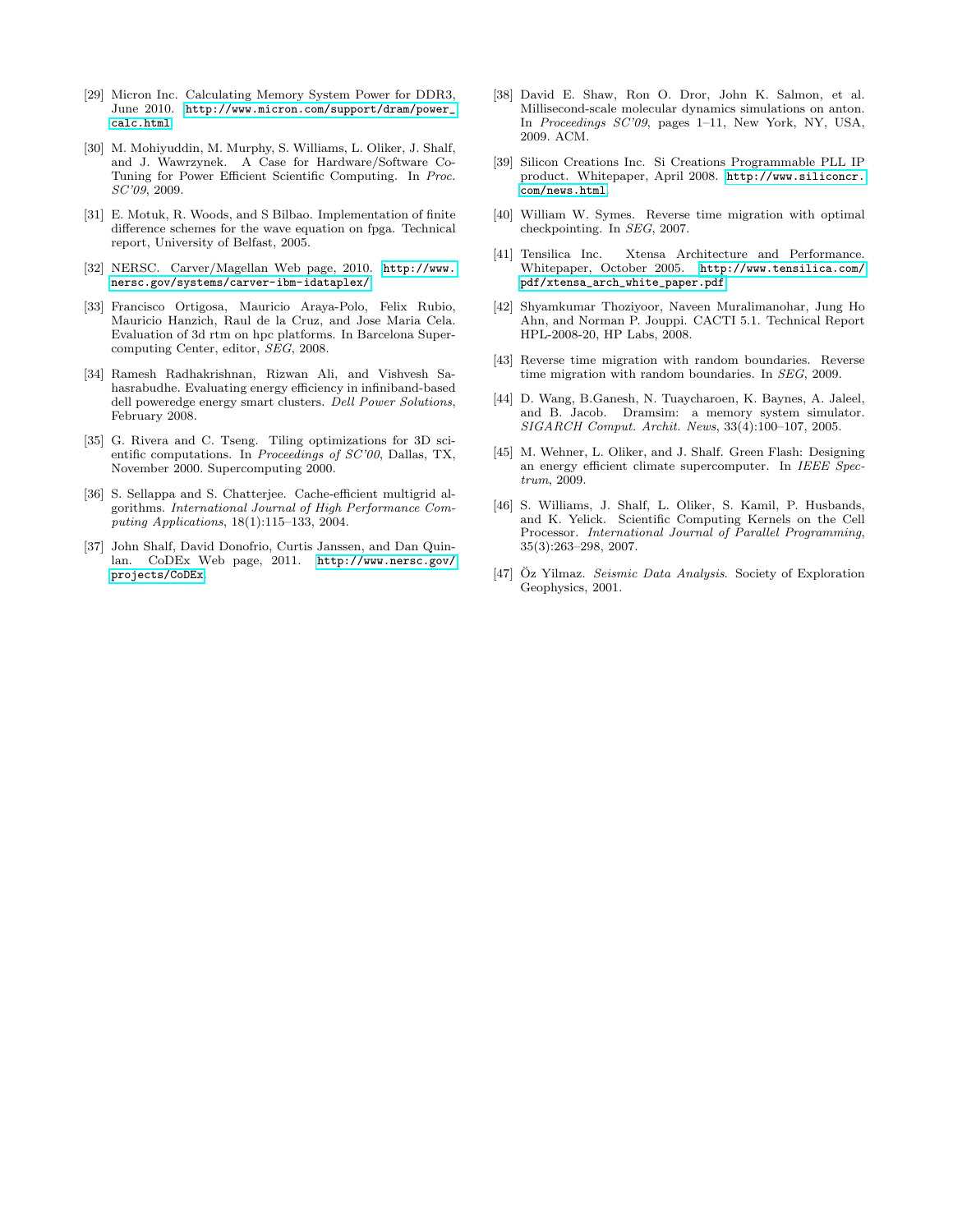[29] Micron Inc. Calculating Memory System Power for DDR3, June 2010. http://www.micron.com/support/dram/power_calc.html.

[30] M. Mohiyuddin, M. Murphy, S. Williams, L. Oliker, J. Shalf, and J. Wawrzynek. A Case for Hardware/Software Co-Tuning for Power Efficient Scientific Computing. In *Proc. SC'09*, 2009.

[31] E. Motuk, R. Woods, and S Bilbao. Implementation of finite difference schemes for the wave equation on fpga. Technical report, University of Belfast, 2005.

[32] NERSC. Carver/Magellan Web page, 2010. http://www.nersc.gov/systems/carver-ibm-idataplex/.

[33] Francisco Ortigosa, Mauricio Araya-Polo, Felix Rubio, Mauricio Hanzich, Raul de la Cruz, and Jose Maria Cela. Evaluation of 3d rtm on hpc platforms. In Barcelona Supercomputing Center, editor, *SEG*, 2008.

[34] Ramesh Radhakrishnan, Rizwan Ali, and Vishvesh Sahasrabudhe. Evaluating energy efficiency in infiniband-based dell poweredge energy smart clusters. *Dell Power Solutions*, February 2008.

[35] G. Rivera and C. Tseng. Tiling optimizations for 3D scientific computations. In *Proceedings of SC'00*, Dallas, TX, November 2000. Supercomputing 2000.

[36] S. Sellappa and S. Chatterjee. Cache-efficient multigrid algorithms. *International Journal of High Performance Computing Applications*, 18(1):115–133, 2004.

[37] John Shalf, David Donofrio, Curtis Janssen, and Dan Quinlan. CoDEx Web page, 2011. http://www.nersc.gov/projects/CoDEx.

[38] David E. Shaw, Ron O. Dror, John K. Salmon, et al. Millisecond-scale molecular dynamics simulations on anton. In *Proceedings SC'09*, pages 1–11, New York, NY, USA, 2009. ACM.

[39] Silicon Creations Inc. Si Creations Programmable PLL IP product. Whitepaper, April 2008. http://www.siliconcr.com/news.html.

[40] William W. Symes. Reverse time migration with optimal checkpointing. In *SEG*, 2007.

[41] Tensilica Inc. Xtensa Architecture and Performance. Whitepaper, October 2005. http://www.tensilica.com/pdf/xtensa_arch_white_paper.pdf.

[42] Shyamkumar Thoziyoor, Naveen Muralimanohar, Jung Ho Ahn, and Norman P. Jouppi. CACTI 5.1. Technical Report HPL-2008-20, HP Labs, 2008.

[43] Reverse time migration with random boundaries. Reverse time migration with random boundaries. In *SEG*, 2009.

[44] D. Wang, B.Ganesh, N. Tuaycharoen, K. Baynes, A. Jaleel, and B. Jacob. Dramsim: a memory system simulator. *SIGARCH Comput. Archit. News*, 33(4):100–107, 2005.

[45] M. Wehner, L. Oliker, and J. Shalf. Green Flash: Designing an energy efficient climate supercomputer. In *IEEE Spectrum*, 2009.

[46] S. Williams, J. Shalf, L. Oliker, S. Kamil, P. Husbands, and K. Yelick. Scientific Computing Kernels on the Cell Processor. *International Journal of Parallel Programming*, 35(3):263–298, 2007.

[47] Öz Yilmaz. *Seismic Data Analysis*. Society of Exploration Geophysics, 2001.